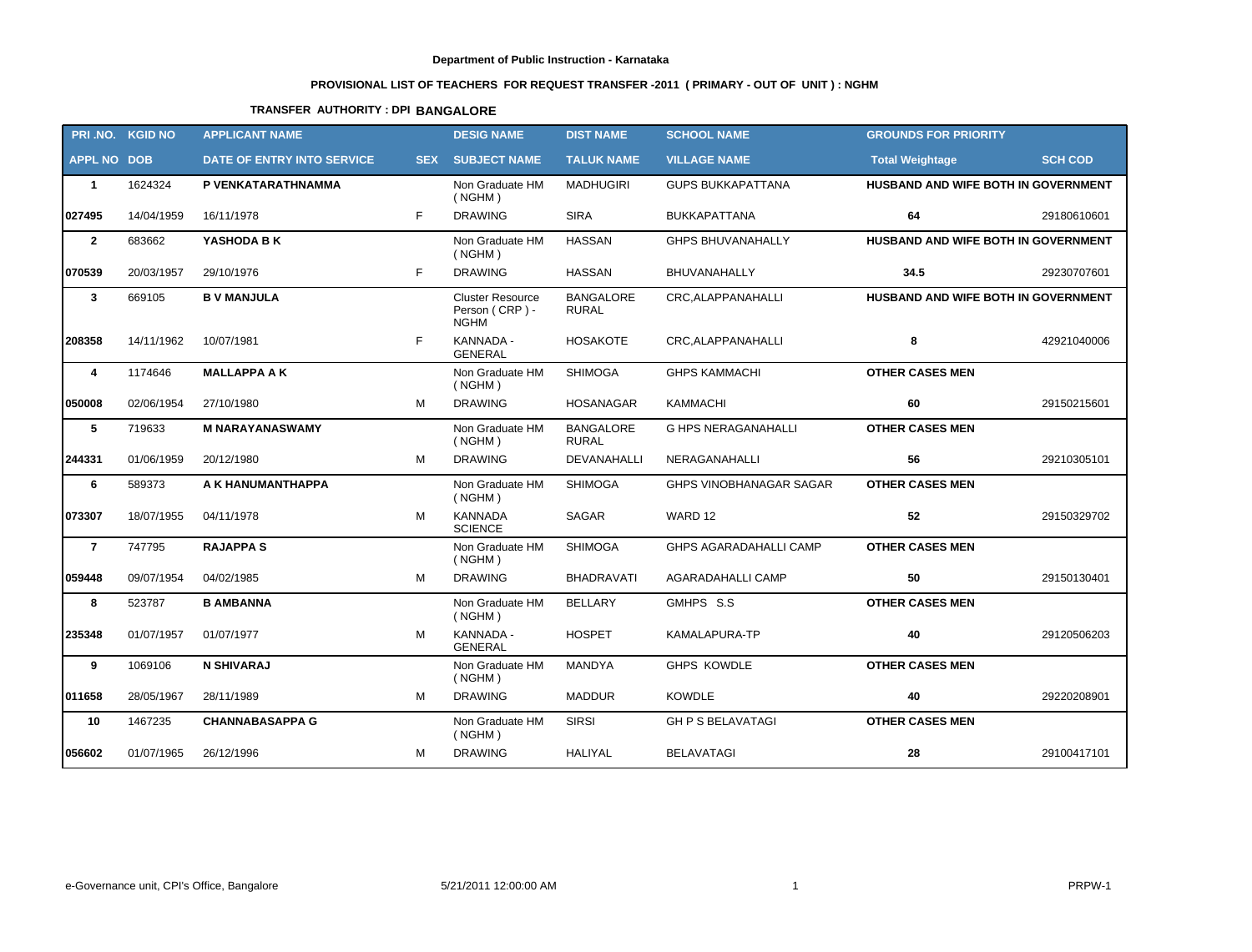**Department of Public Instruction - Karnataka**

**PROVISIONAL LIST OF TEACHERS FOR REQUEST TRANSFER -2011 ( PRIMARY - OUT OF UNIT ) : NGHM**

**TRANSFER AUTHORITY : DPI BANGALORE**

| PRI .NO. | KGID NO | APPLICANT NAME | | DESIG NAME | DIST NAME | SCHOOL NAME | GROUNDS FOR PRIORITY | |
|---|---|---|---|---|---|---|---|---|
| **APPL NO** | **DOB** | **DATE OF ENTRY INTO SERVICE** | **SEX** | **SUBJECT NAME** | **TALUK NAME** | **VILLAGE NAME** | **Total Weightage** | **SCH COD** |
| **1** | 1624324 | **P VENKATARATHNAMMA** | | Non Graduate HM ( NGHM ) | MADHUGIRI | GUPS BUKKAPATTANA | **HUSBAND AND WIFE BOTH IN GOVERNMENT** | |
| **027495** | 14/04/1959 | 16/11/1978 | F | DRAWING | SIRA | BUKKAPATTANA | **64** | 29180610601 |
| **2** | 683662 | **YASHODA B K** | | Non Graduate HM ( NGHM ) | HASSAN | GHPS BHUVANAHALLY | **HUSBAND AND WIFE BOTH IN GOVERNMENT** | |
| **070539** | 20/03/1957 | 29/10/1976 | F | DRAWING | HASSAN | BHUVANAHALLY | **34.5** | 29230707601 |
| **3** | 669105 | **B V MANJULA** | | Cluster Resource Person ( CRP ) - NGHM | BANGALORE RURAL | CRC,ALAPPANAHALLI | **HUSBAND AND WIFE BOTH IN GOVERNMENT** | |
| **208358** | 14/11/1962 | 10/07/1981 | F | KANNADA - GENERAL | HOSAKOTE | CRC,ALAPPANAHALLI | **8** | 42921040006 |
| **4** | 1174646 | **MALLAPPA A K** | | Non Graduate HM ( NGHM ) | SHIMOGA | GHPS KAMMACHI | **OTHER CASES MEN** | |
| **050008** | 02/06/1954 | 27/10/1980 | M | DRAWING | HOSANAGAR | KAMMACHI | **60** | 29150215601 |
| **5** | 719633 | **M NARAYANASWAMY** | | Non Graduate HM ( NGHM ) | BANGALORE RURAL | G HPS NERAGANAHALLI | **OTHER CASES MEN** | |
| **244331** | 01/06/1959 | 20/12/1980 | M | DRAWING | DEVANAHALLI | NERAGANAHALLI | **56** | 29210305101 |
| **6** | 589373 | **A K HANUMANTHAPPA** | | Non Graduate HM ( NGHM ) | SHIMOGA | GHPS VINOBHANAGAR SAGAR | **OTHER CASES MEN** | |
| **073307** | 18/07/1955 | 04/11/1978 | M | KANNADA SCIENCE | SAGAR | WARD 12 | **52** | 29150329702 |
| **7** | 747795 | **RAJAPPA S** | | Non Graduate HM ( NGHM ) | SHIMOGA | GHPS AGARADAHALLI CAMP | **OTHER CASES MEN** | |
| **059448** | 09/07/1954 | 04/02/1985 | M | DRAWING | BHADRAVATI | AGARADAHALLI CAMP | **50** | 29150130401 |
| **8** | 523787 | **B AMBANNA** | | Non Graduate HM ( NGHM ) | BELLARY | GMHPS S.S | **OTHER CASES MEN** | |
| **235348** | 01/07/1957 | 01/07/1977 | M | KANNADA - GENERAL | HOSPET | KAMALAPURA-TP | **40** | 29120506203 |
| **9** | 1069106 | **N SHIVARAJ** | | Non Graduate HM ( NGHM ) | MANDYA | GHPS KOWDLE | **OTHER CASES MEN** | |
| **011658** | 28/05/1967 | 28/11/1989 | M | DRAWING | MADDUR | KOWDLE | **40** | 29220208901 |
| **10** | 1467235 | **CHANNABASAPPA G** | | Non Graduate HM ( NGHM ) | SIRSI | GH P S BELAVATAGI | **OTHER CASES MEN** | |
| **056602** | 01/07/1965 | 26/12/1996 | M | DRAWING | HALIYAL | BELAVATAGI | **28** | 29100417101 |

e-Governance unit, CPI's Office, Bangalore 5/21/2011 12:00:00 AM PRPW-1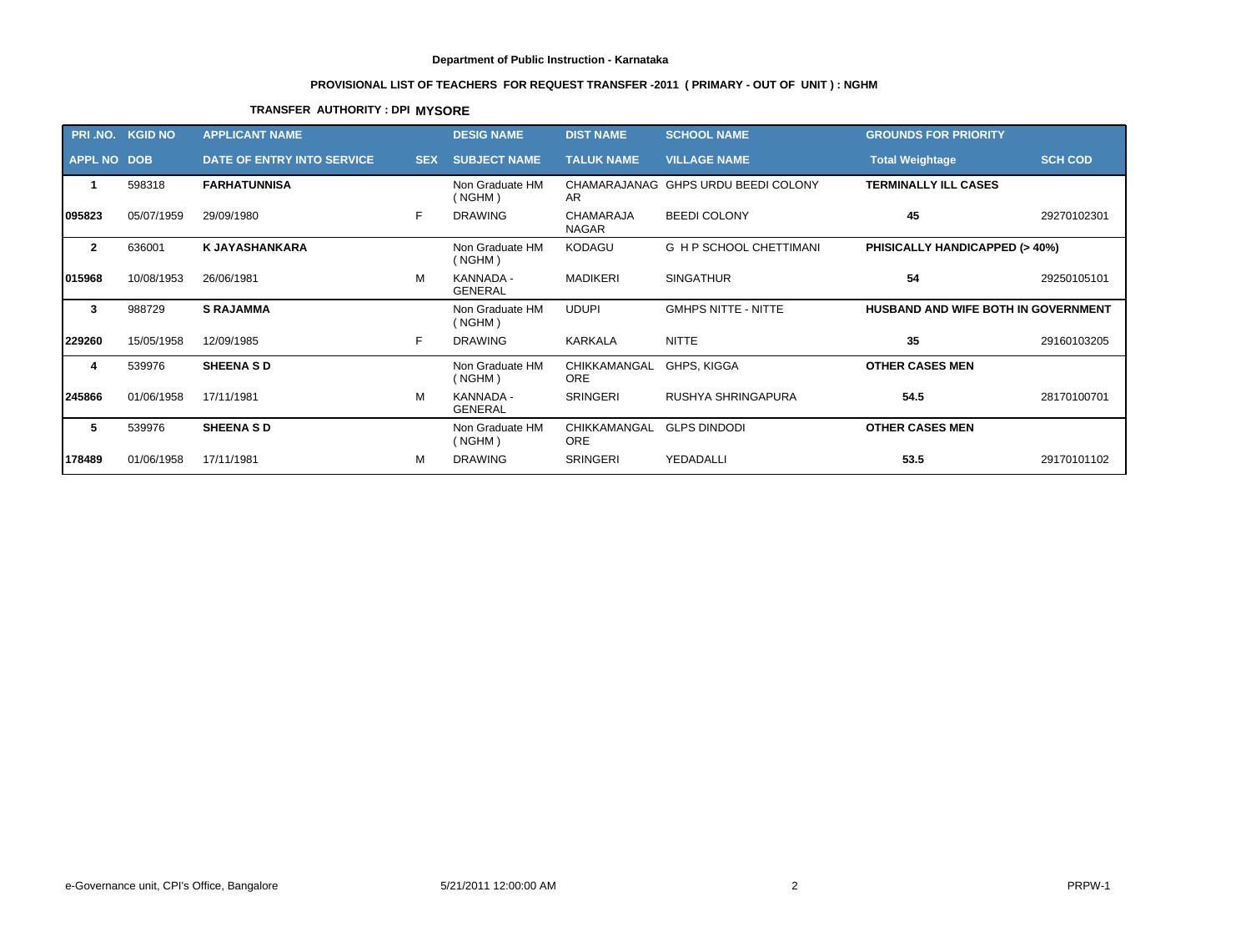**Department of Public Instruction - Karnataka**

**PROVISIONAL LIST OF TEACHERS FOR REQUEST TRANSFER -2011 ( PRIMARY - OUT OF UNIT ) : NGHM**

**TRANSFER AUTHORITY : DPI MYSORE**

| PRI .NO. | KGID NO | APPLICANT NAME | | DESIG NAME | DIST NAME | SCHOOL NAME | GROUNDS FOR PRIORITY | |
|---|---|---|---|---|---|---|---|---|
| **APPL NO** | **DOB** | **DATE OF ENTRY INTO SERVICE** | **SEX** | **SUBJECT NAME** | **TALUK NAME** | **VILLAGE NAME** | **Total Weightage** | **SCH COD** |
| **1** | 598318 | **FARHATUNNISA** | | Non Graduate HM ( NGHM ) | CHAMARAJANAGAR | GHPS URDU BEEDI COLONY | **TERMINALLY ILL CASES** | |
| **095823** | 05/07/1959 | 29/09/1980 | F | DRAWING | CHAMARAJA NAGAR | BEEDI COLONY | **45** | 29270102301 |
| **2** | 636001 | **K JAYASHANKARA** | | Non Graduate HM ( NGHM ) | KODAGU | G H P SCHOOL CHETTIMANI | **PHISICALLY HANDICAPPED (> 40%)** | |
| **015968** | 10/08/1953 | 26/06/1981 | M | KANNADA - GENERAL | MADIKERI | SINGATHUR | **54** | 29250105101 |
| **3** | 988729 | **S RAJAMMA** | | Non Graduate HM ( NGHM ) | UDUPI | GMHPS NITTE - NITTE | **HUSBAND AND WIFE BOTH IN GOVERNMENT** | |
| **229260** | 15/05/1958 | 12/09/1985 | F | DRAWING | KARKALA | NITTE | **35** | 29160103205 |
| **4** | 539976 | **SHEENA S D** | | Non Graduate HM ( NGHM ) | CHIKKAMANGALORE | GHPS, KIGGA | **OTHER CASES MEN** | |
| **245866** | 01/06/1958 | 17/11/1981 | M | KANNADA - GENERAL | SRINGERI | RUSHYA SHRINGAPURA | **54.5** | 28170100701 |
| **5** | 539976 | **SHEENA S D** | | Non Graduate HM ( NGHM ) | CHIKKAMANGALORE | GLPS DINDODI | **OTHER CASES MEN** | |
| **178489** | 01/06/1958 | 17/11/1981 | M | DRAWING | SRINGERI | YEDADALLI | **53.5** | 29170101102 |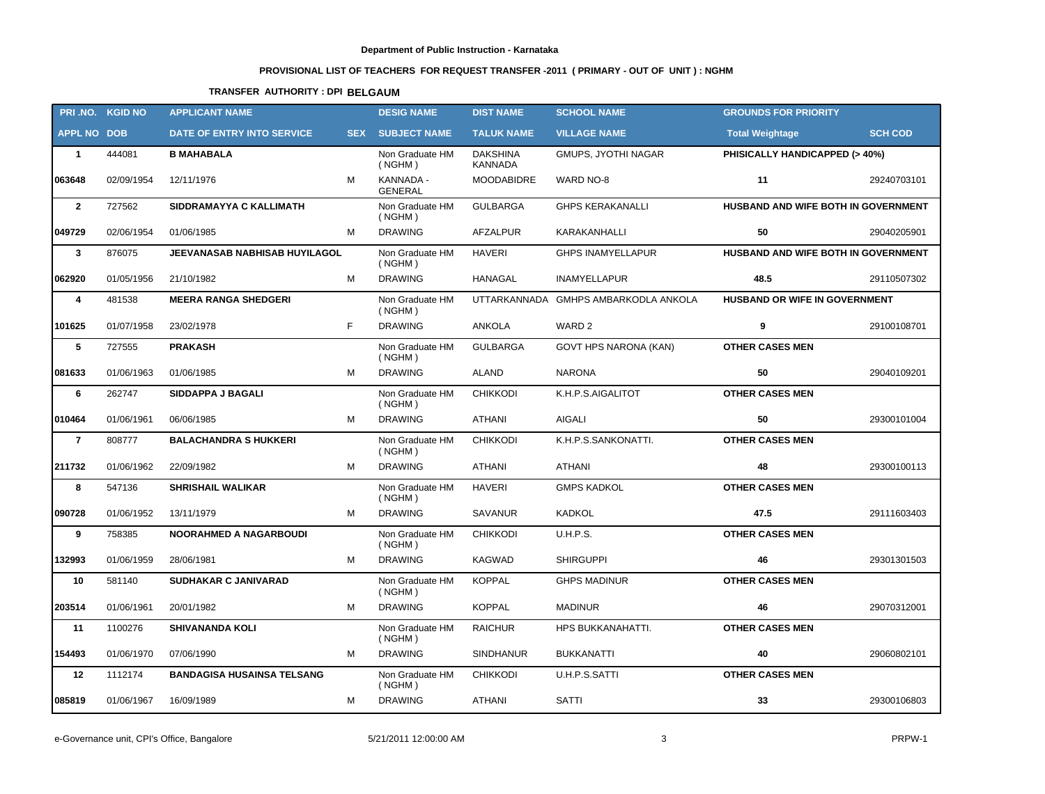Department of Public Instruction - Karnataka

PROVISIONAL LIST OF TEACHERS FOR REQUEST TRANSFER -2011 ( PRIMARY - OUT OF UNIT ) : NGHM

TRANSFER AUTHORITY : DPI **BELGAUM**

| PRI .NO. | KGID NO | APPLICANT NAME | | DESIG NAME | DIST NAME | SCHOOL NAME | GROUNDS FOR PRIORITY | |
|---|---|---|---|---|---|---|---|---|
| **APPL NO** | **DOB** | **DATE OF ENTRY INTO SERVICE** | **SEX** | **SUBJECT NAME** | **TALUK NAME** | **VILLAGE NAME** | **Total Weightage** | **SCH COD** |
| **1** | 444081 | **B MAHABALA** | | Non Graduate HM ( NGHM ) | DAKSHINA KANNADA | GMUPS, JYOTHI NAGAR | **PHISICALLY HANDICAPPED (> 40%)** | |
| **063648** | 02/09/1954 | 12/11/1976 | M | KANNADA - GENERAL | MOODABIDRE | WARD NO-8 | **11** | 29240703101 |
| **2** | 727562 | **SIDDRAMAYYA C KALLIMATH** | | Non Graduate HM ( NGHM ) | GULBARGA | GHPS KERAKANALLI | **HUSBAND AND WIFE BOTH IN GOVERNMENT** | |
| **049729** | 02/06/1954 | 01/06/1985 | M | DRAWING | AFZALPUR | KARAKANHALLI | **50** | 29040205901 |
| **3** | 876075 | **JEEVANASAB NABHISAB HUYILAGOL** | | Non Graduate HM ( NGHM ) | HAVERI | GHPS INAMYELLAPUR | **HUSBAND AND WIFE BOTH IN GOVERNMENT** | |
| **062920** | 01/05/1956 | 21/10/1982 | M | DRAWING | HANAGAL | INAMYELLAPUR | **48.5** | 29110507302 |
| **4** | 481538 | **MEERA RANGA SHEDGERI** | | Non Graduate HM ( NGHM ) | UTTARKANNADA | GMHPS AMBARKODLA ANKOLA | **HUSBAND OR WIFE IN GOVERNMENT** | |
| **101625** | 01/07/1958 | 23/02/1978 | F | DRAWING | ANKOLA | WARD 2 | **9** | 29100108701 |
| **5** | 727555 | **PRAKASH** | | Non Graduate HM ( NGHM ) | GULBARGA | GOVT HPS NARONA (KAN) | **OTHER CASES MEN** | |
| **081633** | 01/06/1963 | 01/06/1985 | M | DRAWING | ALAND | NARONA | **50** | 29040109201 |
| **6** | 262747 | **SIDDAPPA J BAGALI** | | Non Graduate HM ( NGHM ) | CHIKKODI | K.H.P.S.AIGALITOT | **OTHER CASES MEN** | |
| **010464** | 01/06/1961 | 06/06/1985 | M | DRAWING | ATHANI | AIGALI | **50** | 29300101004 |
| **7** | 808777 | **BALACHANDRA S HUKKERI** | | Non Graduate HM ( NGHM ) | CHIKKODI | K.H.P.S.SANKONATTI. | **OTHER CASES MEN** | |
| **211732** | 01/06/1962 | 22/09/1982 | M | DRAWING | ATHANI | ATHANI | **48** | 29300100113 |
| **8** | 547136 | **SHRISHAIL WALIKAR** | | Non Graduate HM ( NGHM ) | HAVERI | GMPS KADKOL | **OTHER CASES MEN** | |
| **090728** | 01/06/1952 | 13/11/1979 | M | DRAWING | SAVANUR | KADKOL | **47.5** | 29111603403 |
| **9** | 758385 | **NOORAHMED A NAGARBOUDI** | | Non Graduate HM ( NGHM ) | CHIKKODI | U.H.P.S. | **OTHER CASES MEN** | |
| **132993** | 01/06/1959 | 28/06/1981 | M | DRAWING | KAGWAD | SHIRGUPPI | **46** | 29301301503 |
| **10** | 581140 | **SUDHAKAR C JANIVARAD** | | Non Graduate HM ( NGHM ) | KOPPAL | GHPS MADINUR | **OTHER CASES MEN** | |
| **203514** | 01/06/1961 | 20/01/1982 | M | DRAWING | KOPPAL | MADINUR | **46** | 29070312001 |
| **11** | 1100276 | **SHIVANANDA KOLI** | | Non Graduate HM ( NGHM ) | RAICHUR | HPS BUKKANAHATTI. | **OTHER CASES MEN** | |
| **154493** | 01/06/1970 | 07/06/1990 | M | DRAWING | SINDHANUR | BUKKANATTI | **40** | 29060802101 |
| **12** | 1112174 | **BANDAGISA HUSAINSA TELSANG** | | Non Graduate HM ( NGHM ) | CHIKKODI | U.H.P.S.SATTI | **OTHER CASES MEN** | |
| **085819** | 01/06/1967 | 16/09/1989 | M | DRAWING | ATHANI | SATTI | **33** | 29300106803 |

e-Governance unit, CPI's Office, Bangalore 5/21/2011 12:00:00 AM PRPW-1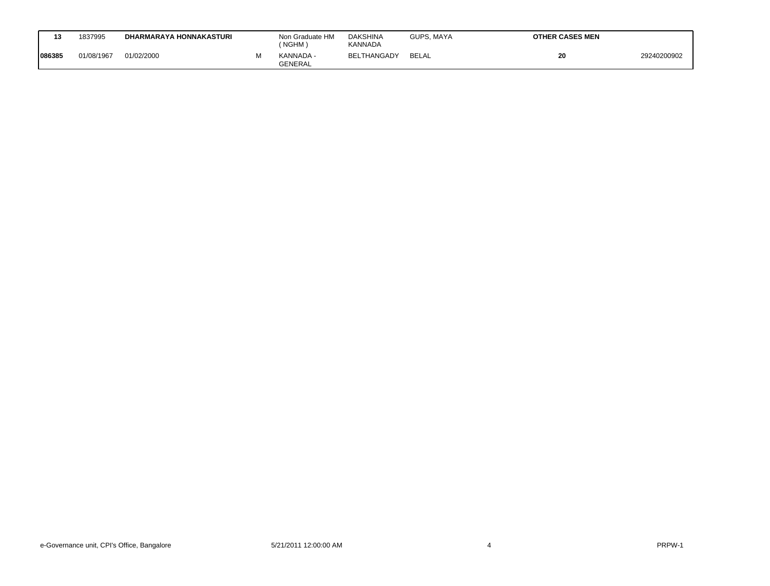| 13 | 1837995 | **DHARMARAYA HONNAKASTURI** | | Non Graduate HM ( NGHM ) | DAKSHINA KANNADA | GUPS, MAYA | **OTHER CASES MEN** | |
|---|---|---|---|---|---|---|---|---|
| **086385** | 01/08/1967 | 01/02/2000 | M | KANNADA - GENERAL | BELTHANGADY | BELAL | **20** | 29240200902 |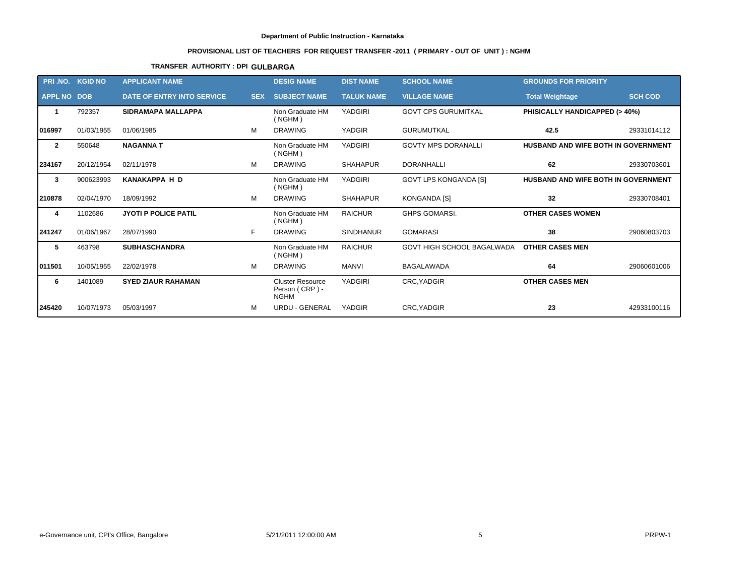**Department of Public Instruction - Karnataka**

**PROVISIONAL LIST OF TEACHERS FOR REQUEST TRANSFER -2011 ( PRIMARY - OUT OF UNIT ) : NGHM**

**TRANSFER AUTHORITY : DPI GULBARGA**

| PRI .NO. | KGID NO | APPLICANT NAME | | DESIG NAME | DIST NAME | SCHOOL NAME | GROUNDS FOR PRIORITY | |
|---|---|---|---|---|---|---|---|---|
| **APPL NO** | **DOB** | **DATE OF ENTRY INTO SERVICE** | **SEX** | **SUBJECT NAME** | **TALUK NAME** | **VILLAGE NAME** | **Total Weightage** | **SCH COD** |
| **1** | 792357 | **SIDRAMAPA MALLAPPA** | | Non Graduate HM ( NGHM ) | YADGIRI | GOVT CPS GURUMITKAL | **PHISICALLY HANDICAPPED (> 40%)** | |
| **016997** | 01/03/1955 | 01/06/1985 | M | DRAWING | YADGIR | GURUMUTKAL | **42.5** | 29331014112 |
| **2** | 550648 | **NAGANNA T** | | Non Graduate HM ( NGHM ) | YADGIRI | GOVTY MPS DORANALLI | **HUSBAND AND WIFE BOTH IN GOVERNMENT** | |
| **234167** | 20/12/1954 | 02/11/1978 | M | DRAWING | SHAHAPUR | DORANHALLI | **62** | 29330703601 |
| **3** | 900623993 | **KANAKAPPA H D** | | Non Graduate HM ( NGHM ) | YADGIRI | GOVT LPS KONGANDA [S] | **HUSBAND AND WIFE BOTH IN GOVERNMENT** | |
| **210878** | 02/04/1970 | 18/09/1992 | M | DRAWING | SHAHAPUR | KONGANDA [S] | **32** | 29330708401 |
| **4** | 1102686 | **JYOTI P POLICE PATIL** | | Non Graduate HM ( NGHM ) | RAICHUR | GHPS GOMARSI. | **OTHER CASES WOMEN** | |
| **241247** | 01/06/1967 | 28/07/1990 | F | DRAWING | SINDHANUR | GOMARASI | **38** | 29060803703 |
| **5** | 463798 | **SUBHASCHANDRA** | | Non Graduate HM ( NGHM ) | RAICHUR | GOVT HIGH SCHOOL BAGALWADA | **OTHER CASES MEN** | |
| **011501** | 10/05/1955 | 22/02/1978 | M | DRAWING | MANVI | BAGALAWADA | **64** | 29060601006 |
| **6** | 1401089 | **SYED ZIAUR RAHAMAN** | | Cluster Resource Person ( CRP ) - NGHM | YADGIRI | CRC,YADGIR | **OTHER CASES MEN** | |
| **245420** | 10/07/1973 | 05/03/1997 | M | URDU - GENERAL | YADGIR | CRC,YADGIR | **23** | 42933100116 |